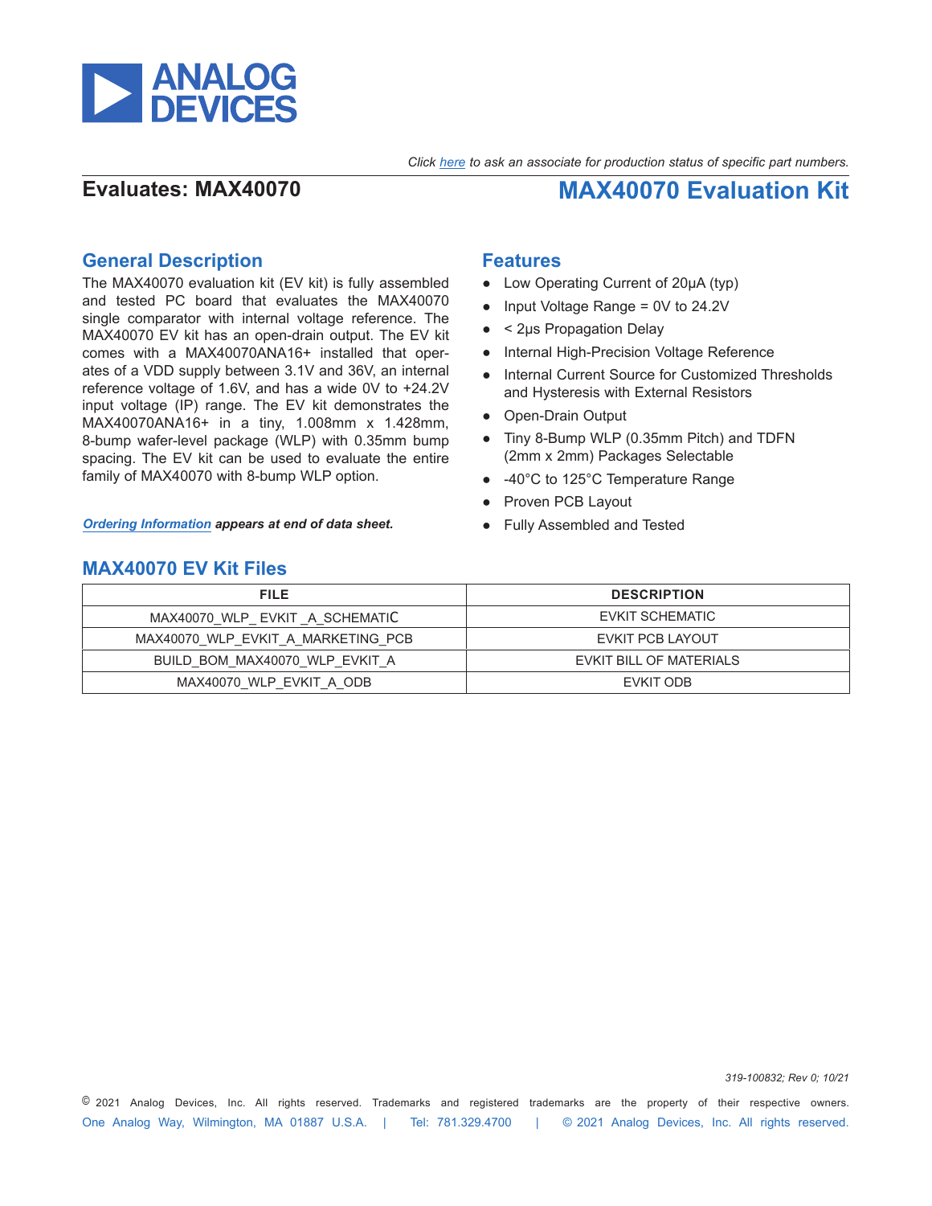*Click here to ask an associate for production status of specific part numbers.*

**Evaluates: MAX40070**

# MAX40070 Evaluation Kit

## General Description

The MAX40070 evaluation kit (EV kit) is fully assembled and tested PC board that evaluates the MAX40070 single comparator with internal voltage reference. The MAX40070 EV kit has an open-drain output. The EV kit comes with a MAX40070ANA16+ installed that operates of a VDD supply between 3.1V and 36V, an internal reference voltage of 1.6V, and has a wide 0V to +24.2V input voltage (IP) range. The EV kit demonstrates the MAX40070ANA16+ in a tiny, 1.008mm x 1.428mm, 8-bump wafer-level package (WLP) with 0.35mm bump spacing. The EV kit can be used to evaluate the entire family of MAX40070 with 8-bump WLP option.

***Ordering Information** appears at end of data sheet.*

## Features

- Low Operating Current of 20µA (typ)
- Input Voltage Range = 0V to 24.2V
- < 2µs Propagation Delay
- Internal High-Precision Voltage Reference
- Internal Current Source for Customized Thresholds and Hysteresis with External Resistors
- Open-Drain Output
- Tiny 8-Bump WLP (0.35mm Pitch) and TDFN (2mm x 2mm) Packages Selectable
- -40°C to 125°C Temperature Range
- Proven PCB Layout
- Fully Assembled and Tested

## MAX40070 EV Kit Files

| FILE | DESCRIPTION |
|---|---|
| MAX40070_WLP_ EVKIT _A_SCHEMATIC | EVKIT SCHEMATIC |
| MAX40070_WLP_EVKIT_A_MARKETING_PCB | EVKIT PCB LAYOUT |
| BUILD_BOM_MAX40070_WLP_EVKIT_A | EVKIT BILL OF MATERIALS |
| MAX40070_WLP_EVKIT_A_ODB | EVKIT ODB |

*319-100832; Rev 0; 10/21*

© 2021 Analog Devices, Inc. All rights reserved. Trademarks and registered trademarks are the property of their respective owners.
One Analog Way, Wilmington, MA 01887 U.S.A. | Tel: 781.329.4700 | © 2021 Analog Devices, Inc. All rights reserved.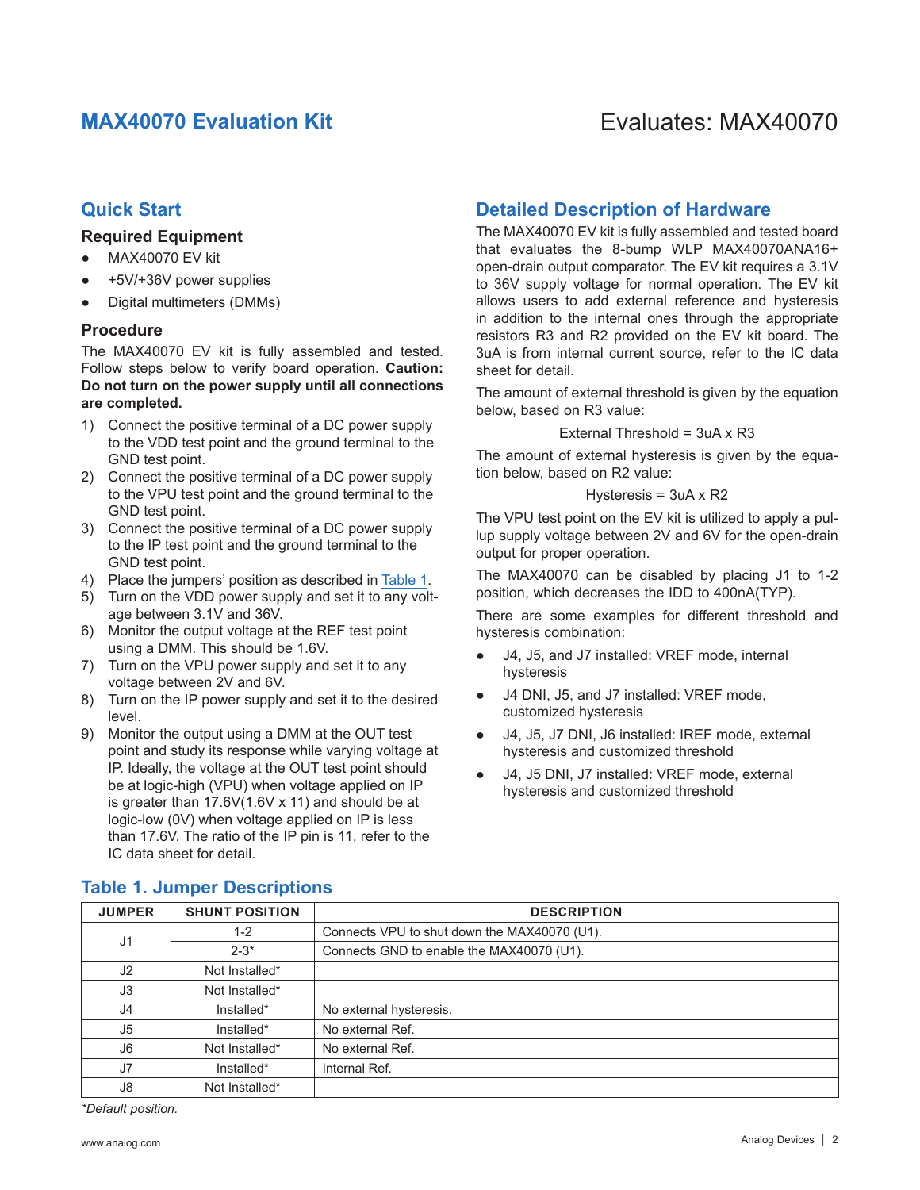## Quick Start

### Required Equipment

- MAX40070 EV kit
- +5V/+36V power supplies
- Digital multimeters (DMMs)

### Procedure

The MAX40070 EV kit is fully assembled and tested. Follow steps below to verify board operation. **Caution: Do not turn on the power supply until all connections are completed.**

1) Connect the positive terminal of a DC power supply to the VDD test point and the ground terminal to the GND test point.
2) Connect the positive terminal of a DC power supply to the VPU test point and the ground terminal to the GND test point.
3) Connect the positive terminal of a DC power supply to the IP test point and the ground terminal to the GND test point.
4) Place the jumpers' position as described in Table 1.
5) Turn on the VDD power supply and set it to any voltage between 3.1V and 36V.
6) Monitor the output voltage at the REF test point using a DMM. This should be 1.6V.
7) Turn on the VPU power supply and set it to any voltage between 2V and 6V.
8) Turn on the IP power supply and set it to the desired level.
9) Monitor the output using a DMM at the OUT test point and study its response while varying voltage at IP. Ideally, the voltage at the OUT test point should be at logic-high (VPU) when voltage applied on IP is greater than 17.6V(1.6V x 11) and should be at logic-low (0V) when voltage applied on IP is less than 17.6V. The ratio of the IP pin is 11, refer to the IC data sheet for detail.

## Detailed Description of Hardware

The MAX40070 EV kit is fully assembled and tested board that evaluates the 8-bump WLP MAX40070ANA16+ open-drain output comparator. The EV kit requires a 3.1V to 36V supply voltage for normal operation. The EV kit allows users to add external reference and hysteresis in addition to the internal ones through the appropriate resistors R3 and R2 provided on the EV kit board. The 3uA is from internal current source, refer to the IC data sheet for detail.

The amount of external threshold is given by the equation below, based on R3 value:

External Threshold = 3uA x R3

The amount of external hysteresis is given by the equation below, based on R2 value:

Hysteresis = 3uA x R2

The VPU test point on the EV kit is utilized to apply a pullup supply voltage between 2V and 6V for the open-drain output for proper operation.

The MAX40070 can be disabled by placing J1 to 1-2 position, which decreases the IDD to 400nA(TYP).

There are some examples for different threshold and hysteresis combination:

- J4, J5, and J7 installed: VREF mode, internal hysteresis
- J4 DNI, J5, and J7 installed: VREF mode, customized hysteresis
- J4, J5, J7 DNI, J6 installed: IREF mode, external hysteresis and customized threshold
- J4, J5 DNI, J7 installed: VREF mode, external hysteresis and customized threshold

### Table 1. Jumper Descriptions

| JUMPER | SHUNT POSITION | DESCRIPTION |
|---|---|---|
| J1 | 1-2 | Connects VPU to shut down the MAX40070 (U1). |
| | 2-3* | Connects GND to enable the MAX40070 (U1). |
| J2 | Not Installed* | |
| J3 | Not Installed* | |
| J4 | Installed* | No external hysteresis. |
| J5 | Installed* | No external Ref. |
| J6 | Not Installed* | No external Ref. |
| J7 | Installed* | Internal Ref. |
| J8 | Not Installed* | |

*Default position.*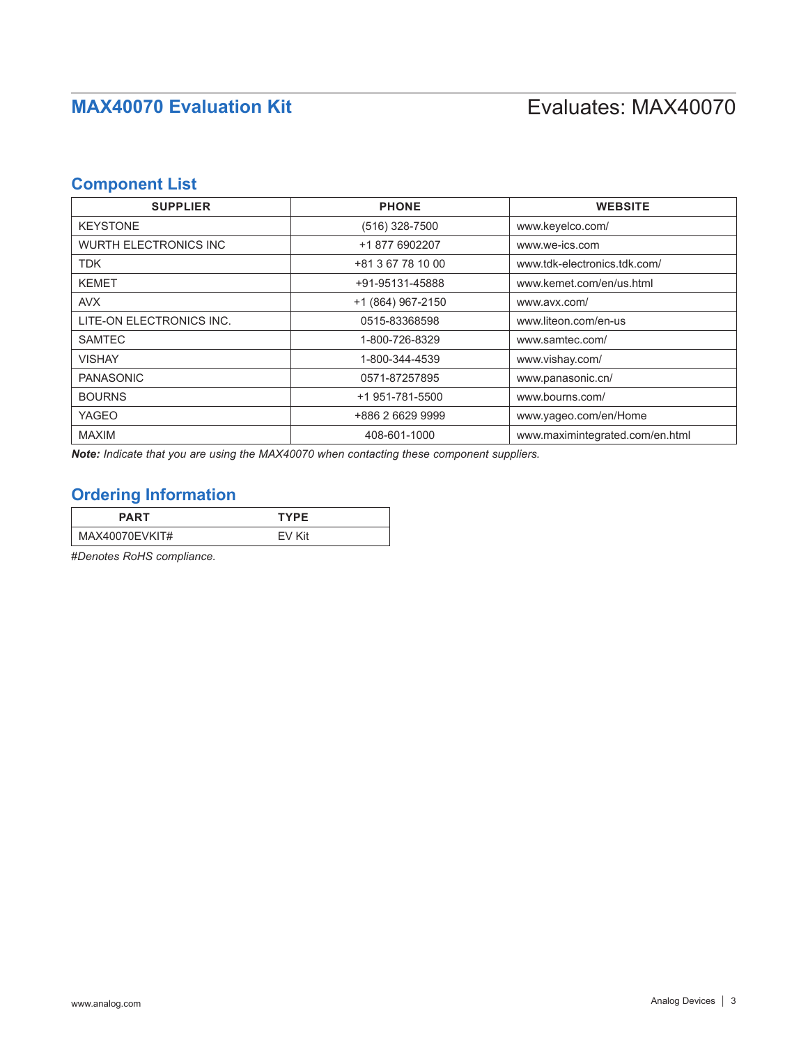## Component List

| SUPPLIER | PHONE | WEBSITE |
|---|---|---|
| KEYSTONE | (516) 328-7500 | www.keyelco.com/ |
| WURTH ELECTRONICS INC | +1 877 6902207 | www.we-ics.com |
| TDK | +81 3 67 78 10 00 | www.tdk-electronics.tdk.com/ |
| KEMET | +91-95131-45888 | www.kemet.com/en/us.html |
| AVX | +1 (864) 967-2150 | www.avx.com/ |
| LITE-ON ELECTRONICS INC. | 0515-83368598 | www.liteon.com/en-us |
| SAMTEC | 1-800-726-8329 | www.samtec.com/ |
| VISHAY | 1-800-344-4539 | www.vishay.com/ |
| PANASONIC | 0571-87257895 | www.panasonic.cn/ |
| BOURNS | +1 951-781-5500 | www.bourns.com/ |
| YAGEO | +886 2 6629 9999 | www.yageo.com/en/Home |
| MAXIM | 408-601-1000 | www.maximintegrated.com/en.html |

***Note:*** *Indicate that you are using the MAX40070 when contacting these component suppliers.*

## Ordering Information

| PART | TYPE |
|---|---|
| MAX40070EVKIT# | EV Kit |

*#Denotes RoHS compliance.*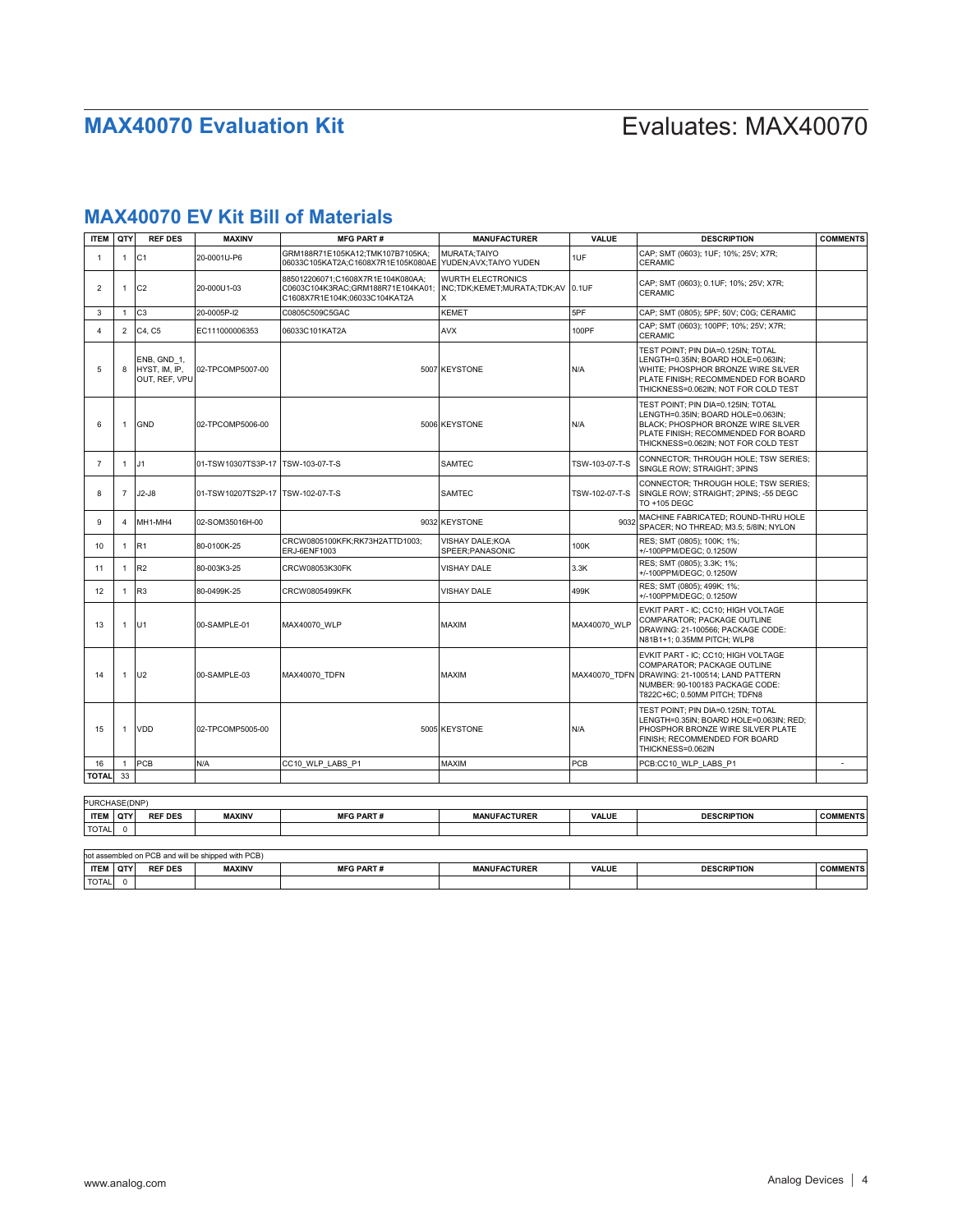## MAX40070 EV Kit Bill of Materials

| ITEM | QTY | REF DES | MAXINV | MFG PART # | MANUFACTURER | VALUE | DESCRIPTION | COMMENTS |
|---|---|---|---|---|---|---|---|---|
| 1 | 1 | C1 | 20-0001U-P6 | GRM188R71E105KA12;TMK107B7105KA;06033C105KAT2A;C1608X7R1E105K080AE | MURATA;TAIYO YUDEN;AVX;TAIYO YUDEN | 1UF | CAP; SMT (0603); 1UF; 10%; 25V; X7R; CERAMIC | |
| 2 | 1 | C2 | 20-000U1-03 | 885012206071;C1608X7R1E104K080AA;C0603C104K3RAC;GRM188R71E104KA01;C1608X7R1E104K;06033C104KAT2A | WURTH ELECTRONICS INC;TDK;KEMET;MURATA;TDK;AVX | 0.1UF | CAP; SMT (0603); 0.1UF; 10%; 25V; X7R; CERAMIC | |
| 3 | 1 | C3 | 20-0005P-I2 | C0805C509C5GAC | KEMET | 5PF | CAP; SMT (0805); 5PF; 50V; C0G; CERAMIC | |
| 4 | 2 | C4, C5 | EC111000006353 | 06033C101KAT2A | AVX | 100PF | CAP; SMT (0603); 100PF; 10%; 25V; X7R; CERAMIC | |
| 5 | 8 | ENB, GND_1, HYST, IM, IP, OUT, REF, VPU | 02-TPCOMP5007-00 | 5007 | KEYSTONE | N/A | TEST POINT; PIN DIA=0.125IN; TOTAL LENGTH=0.35IN; BOARD HOLE=0.063IN; WHITE; PHOSPHOR BRONZE WIRE SILVER PLATE FINISH; RECOMMENDED FOR BOARD THICKNESS=0.062IN; NOT FOR COLD TEST | |
| 6 | 1 | GND | 02-TPCOMP5006-00 | 5006 | KEYSTONE | N/A | TEST POINT; PIN DIA=0.125IN; TOTAL LENGTH=0.35IN; BOARD HOLE=0.063IN; BLACK; PHOSPHOR BRONZE WIRE SILVER PLATE FINISH; RECOMMENDED FOR BOARD THICKNESS=0.062IN; NOT FOR COLD TEST | |
| 7 | 1 | J1 | 01-TSW10307TS3P-17 | TSW-103-07-T-S | SAMTEC | TSW-103-07-T-S | CONNECTOR; THROUGH HOLE; TSW SERIES; SINGLE ROW; STRAIGHT; 3PINS | |
| 8 | 7 | J2-J8 | 01-TSW10207TS2P-17 | TSW-102-07-T-S | SAMTEC | TSW-102-07-T-S | CONNECTOR; THROUGH HOLE; TSW SERIES; SINGLE ROW; STRAIGHT; 2PINS; -55 DEGC TO +105 DEGC | |
| 9 | 4 | MH1-MH4 | 02-SOM35016H-00 | 9032 | KEYSTONE | 9032 | MACHINE FABRICATED; ROUND-THRU HOLE SPACER; NO THREAD; M3.5; 5/8IN; NYLON | |
| 10 | 1 | R1 | 80-0100K-25 | CRCW0805100KFK;RK73H2ATTD1003;ERJ-6ENF1003 | VISHAY DALE;KOA SPEER;PANASONIC | 100K | RES; SMT (0805); 100K; 1%; +/-100PPM/DEGC; 0.1250W | |
| 11 | 1 | R2 | 80-003K3-25 | CRCW08053K30FK | VISHAY DALE | 3.3K | RES; SMT (0805); 3.3K; 1%; +/-100PPM/DEGC; 0.1250W | |
| 12 | 1 | R3 | 80-0499K-25 | CRCW0805499KFK | VISHAY DALE | 499K | RES; SMT (0805); 499K; 1%; +/-100PPM/DEGC; 0.1250W | |
| 13 | 1 | U1 | 00-SAMPLE-01 | MAX40070_WLP | MAXIM | MAX40070_WLP | EVKIT PART - IC; CC10; HIGH VOLTAGE COMPARATOR; PACKAGE OUTLINE DRAWING: 21-100566; PACKAGE CODE: N81B1+1; 0.35MM PITCH; WLP8 | |
| 14 | 1 | U2 | 00-SAMPLE-03 | MAX40070_TDFN | MAXIM | MAX40070_TDFN | EVKIT PART - IC; CC10; HIGH VOLTAGE COMPARATOR; PACKAGE OUTLINE DRAWING: 21-100514; LAND PATTERN NUMBER: 90-100183 PACKAGE CODE: T822C+6C; 0.50MM PITCH; TDFN8 | |
| 15 | 1 | VDD | 02-TPCOMP5005-00 | 5005 | KEYSTONE | N/A | TEST POINT; PIN DIA=0.125IN; TOTAL LENGTH=0.35IN; BOARD HOLE=0.063IN; RED; PHOSPHOR BRONZE WIRE SILVER PLATE FINISH; RECOMMENDED FOR BOARD THICKNESS=0.062IN | |
| 16 | 1 | PCB | N/A | CC10_WLP_LABS_P1 | MAXIM | PCB | PCB:CC10_WLP_LABS_P1 | - |
| TOTAL | 33 | | | | | | | |

PURCHASE(DNP)

| ITEM | QTY | REF DES | MAXINV | MFG PART # | MANUFACTURER | VALUE | DESCRIPTION | COMMENTS |
|---|---|---|---|---|---|---|---|---|
| TOTAL | 0 | | | | | | | |

not assembled on PCB and will be shipped with PCB)

| ITEM | QTY | REF DES | MAXINV | MFG PART # | MANUFACTURER | VALUE | DESCRIPTION | COMMENTS |
|---|---|---|---|---|---|---|---|---|
| TOTAL | 0 | | | | | | | |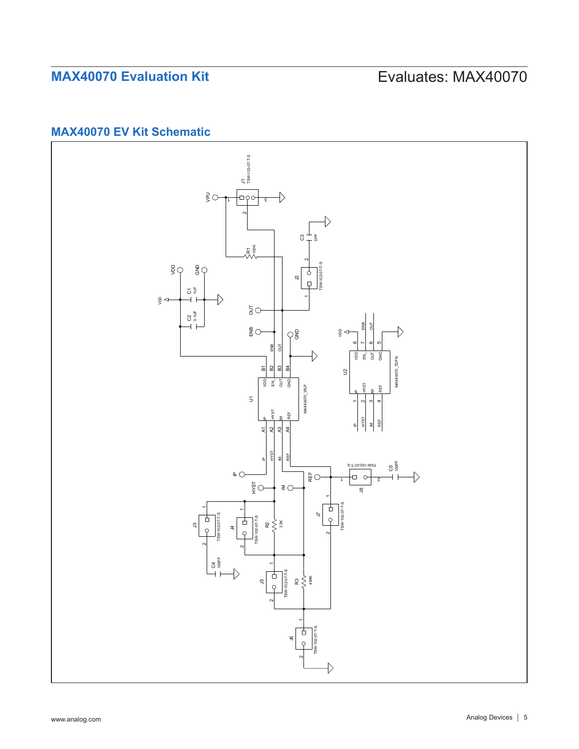# MAX40070 Evaluation Kit

Evaluates: MAX40070

## MAX40070 EV Kit Schematic

VPU, J1 TSW-103-07-T-S, R1 100K, C3 5PF, J2 TSW-102-07-T-S, VDD, GND, C1 1UF, C2 0.1UF, OUT, ENB, GND, U1 MAX40070_WLP, B1 VDD, B2 EN_, B3 OUT, B4 GND, A1 IP, A2 HYST, A3 IM, A4 REF, U2 MAX40070_TDFN, 1 IP, 2 HYST, 3 IM, 4 REF, 5 GND, 6 OUT, 7 EN_, 8 VDD, IP, HYST, IM, REF, J8 TSW-102-07-T-S, C5 100PF, J3 TSW-102-07-T-S, J4 TSW-102-07-T-S, R2 3.3K, J7 TSW-102-07-T-S, C4 100PF, J5 TSW-102-07-T-S, R3 499K, J6 TSW-102-07-T-S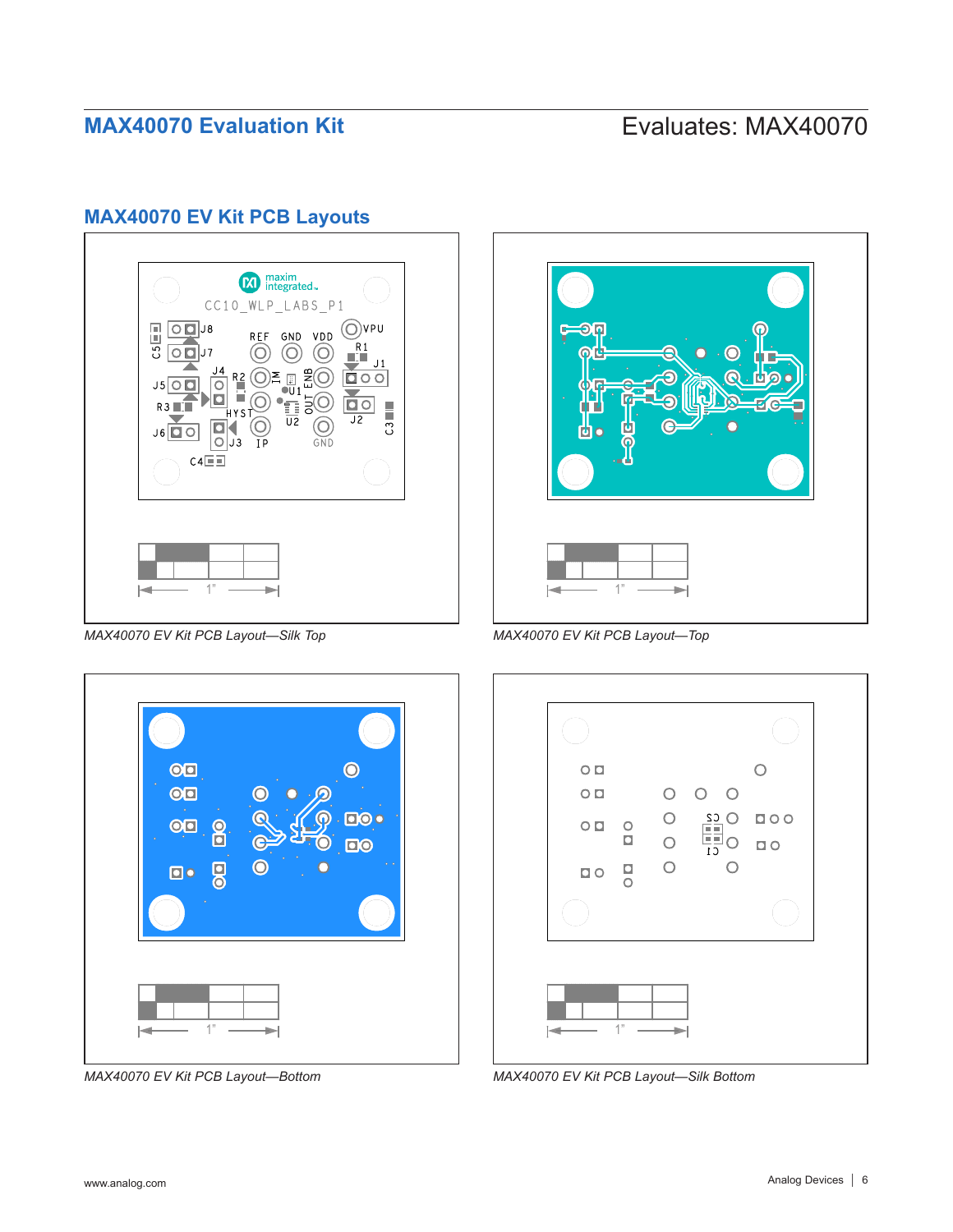## MAX40070 EV Kit PCB Layouts

*MAX40070 EV Kit PCB Layout—Silk Top*

*MAX40070 EV Kit PCB Layout—Top*

*MAX40070 EV Kit PCB Layout—Bottom*

*MAX40070 EV Kit PCB Layout—Silk Bottom*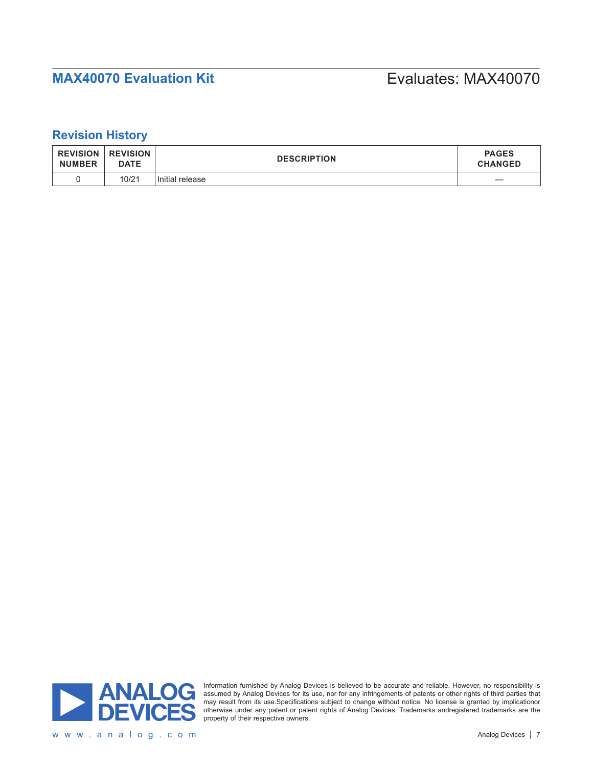## Revision History

| REVISION NUMBER | REVISION DATE | DESCRIPTION | PAGES CHANGED |
|---|---|---|---|
| 0 | 10/21 | Initial release | — |

Information furnished by Analog Devices is believed to be accurate and reliable. However, no responsibility is assumed by Analog Devices for its use, nor for any infringements of patents or other rights of third parties that may result from its use.Specifications subject to change without notice. No license is granted by implicationor otherwise under any patent or patent rights of Analog Devices. Trademarks andregistered trademarks are the property of their respective owners.